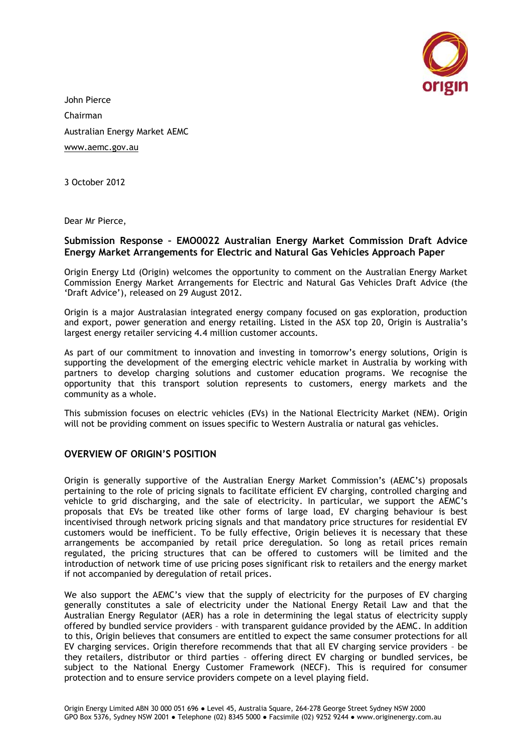John Pierce

Chairman

Australian Energy Market AEMC

www.aemc.gov.au

3 October 2012

Dear Mr Pierce,

**Submission Response – EMO0022 Australian Energy Market Commission Draft Advice Energy Market Arrangements for Electric and Natural Gas Vehicles Approach Paper**

Origin Energy Ltd (Origin) welcomes the opportunity to comment on the Australian Energy Market Commission Energy Market Arrangements for Electric and Natural Gas Vehicles Draft Advice (the 'Draft Advice'), released on 29 August 2012.

Origin is a major Australasian integrated energy company focused on gas exploration, production and export, power generation and energy retailing. Listed in the ASX top 20, Origin is Australia's largest energy retailer servicing 4.4 million customer accounts.

As part of our commitment to innovation and investing in tomorrow's energy solutions, Origin is supporting the development of the emerging electric vehicle market in Australia by working with partners to develop charging solutions and customer education programs. We recognise the opportunity that this transport solution represents to customers, energy markets and the community as a whole.

This submission focuses on electric vehicles (EVs) in the National Electricity Market (NEM). Origin will not be providing comment on issues specific to Western Australia or natural gas vehicles.

## OVERVIEW OF ORIGIN'S POSITION

Origin is generally supportive of the Australian Energy Market Commission's (AEMC's) proposals pertaining to the role of pricing signals to facilitate efficient EV charging, controlled charging and vehicle to grid discharging, and the sale of electricity. In particular, we support the AEMC's proposals that EVs be treated like other forms of large load, EV charging behaviour is best incentivised through network pricing signals and that mandatory price structures for residential EV customers would be inefficient. To be fully effective, Origin believes it is necessary that these arrangements be accompanied by retail price deregulation. So long as retail prices remain regulated, the pricing structures that can be offered to customers will be limited and the introduction of network time of use pricing poses significant risk to retailers and the energy market if not accompanied by deregulation of retail prices.

We also support the AEMC's view that the supply of electricity for the purposes of EV charging generally constitutes a sale of electricity under the National Energy Retail Law and that the Australian Energy Regulator (AER) has a role in determining the legal status of electricity supply offered by bundled service providers – with transparent guidance provided by the AEMC. In addition to this, Origin believes that consumers are entitled to expect the same consumer protections for all EV charging services. Origin therefore recommends that that all EV charging service providers – be they retailers, distributor or third parties – offering direct EV charging or bundled services, be subject to the National Energy Customer Framework (NECF). This is required for consumer protection and to ensure service providers compete on a level playing field.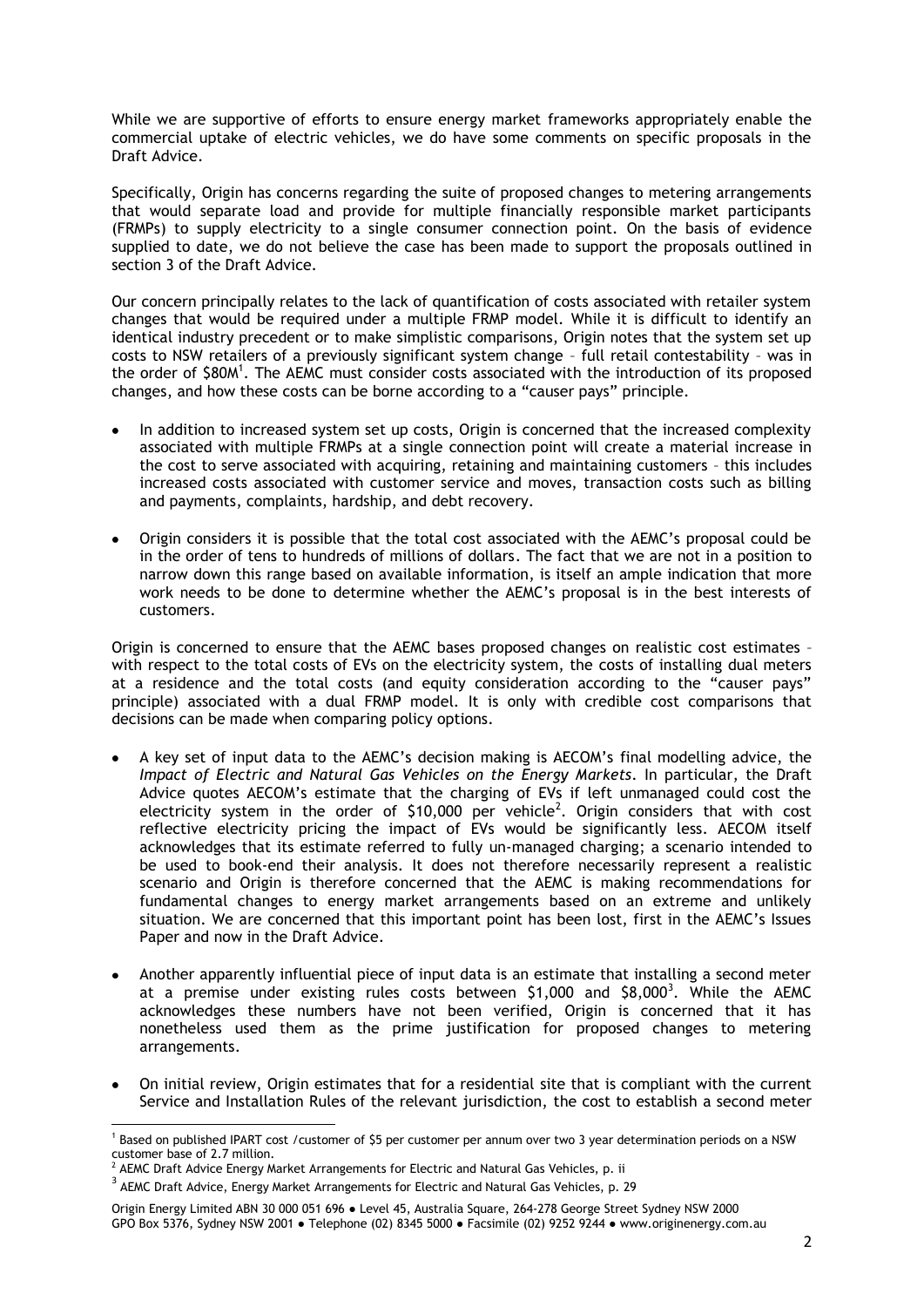While we are supportive of efforts to ensure energy market frameworks appropriately enable the commercial uptake of electric vehicles, we do have some comments on specific proposals in the Draft Advice.

Specifically, Origin has concerns regarding the suite of proposed changes to metering arrangements that would separate load and provide for multiple financially responsible market participants (FRMPs) to supply electricity to a single consumer connection point. On the basis of evidence supplied to date, we do not believe the case has been made to support the proposals outlined in section 3 of the Draft Advice.

Our concern principally relates to the lack of quantification of costs associated with retailer system changes that would be required under a multiple FRMP model. While it is difficult to identify an identical industry precedent or to make simplistic comparisons, Origin notes that the system set up costs to NSW retailers of a previously significant system change – full retail contestability – was in the order of $80M[1]. The AEMC must consider costs associated with the introduction of its proposed changes, and how these costs can be borne according to a "causer pays" principle.

- In addition to increased system set up costs, Origin is concerned that the increased complexity associated with multiple FRMPs at a single connection point will create a material increase in the cost to serve associated with acquiring, retaining and maintaining customers – this includes increased costs associated with customer service and moves, transaction costs such as billing and payments, complaints, hardship, and debt recovery.
- Origin considers it is possible that the total cost associated with the AEMC's proposal could be in the order of tens to hundreds of millions of dollars. The fact that we are not in a position to narrow down this range based on available information, is itself an ample indication that more work needs to be done to determine whether the AEMC's proposal is in the best interests of customers.

Origin is concerned to ensure that the AEMC bases proposed changes on realistic cost estimates – with respect to the total costs of EVs on the electricity system, the costs of installing dual meters at a residence and the total costs (and equity consideration according to the "causer pays" principle) associated with a dual FRMP model. It is only with credible cost comparisons that decisions can be made when comparing policy options.

- A key set of input data to the AEMC's decision making is AECOM's final modelling advice, the *Impact of Electric and Natural Gas Vehicles on the Energy Markets*. In particular, the Draft Advice quotes AECOM's estimate that the charging of EVs if left unmanaged could cost the electricity system in the order of $10,000 per vehicle[2]. Origin considers that with cost reflective electricity pricing the impact of EVs would be significantly less. AECOM itself acknowledges that its estimate referred to fully un-managed charging; a scenario intended to be used to book-end their analysis. It does not therefore necessarily represent a realistic scenario and Origin is therefore concerned that the AEMC is making recommendations for fundamental changes to energy market arrangements based on an extreme and unlikely situation. We are concerned that this important point has been lost, first in the AEMC's Issues Paper and now in the Draft Advice.
- Another apparently influential piece of input data is an estimate that installing a second meter at a premise under existing rules costs between $1,000 and $8,000[3]. While the AEMC acknowledges these numbers have not been verified, Origin is concerned that it has nonetheless used them as the prime justification for proposed changes to metering arrangements.
- On initial review, Origin estimates that for a residential site that is compliant with the current Service and Installation Rules of the relevant jurisdiction, the cost to establish a second meter

---

[1] Based on published IPART cost /customer of $5 per customer per annum over two 3 year determination periods on a NSW customer base of 2.7 million.

[2] AEMC Draft Advice Energy Market Arrangements for Electric and Natural Gas Vehicles, p. ii

[3] AEMC Draft Advice, Energy Market Arrangements for Electric and Natural Gas Vehicles, p. 29

Origin Energy Limited ABN 30 000 051 696 ● Level 45, Australia Square, 264-278 George Street Sydney NSW 2000
GPO Box 5376, Sydney NSW 2001 ● Telephone (02) 8345 5000 ● Facsimile (02) 9252 9244 ● www.originenergy.com.au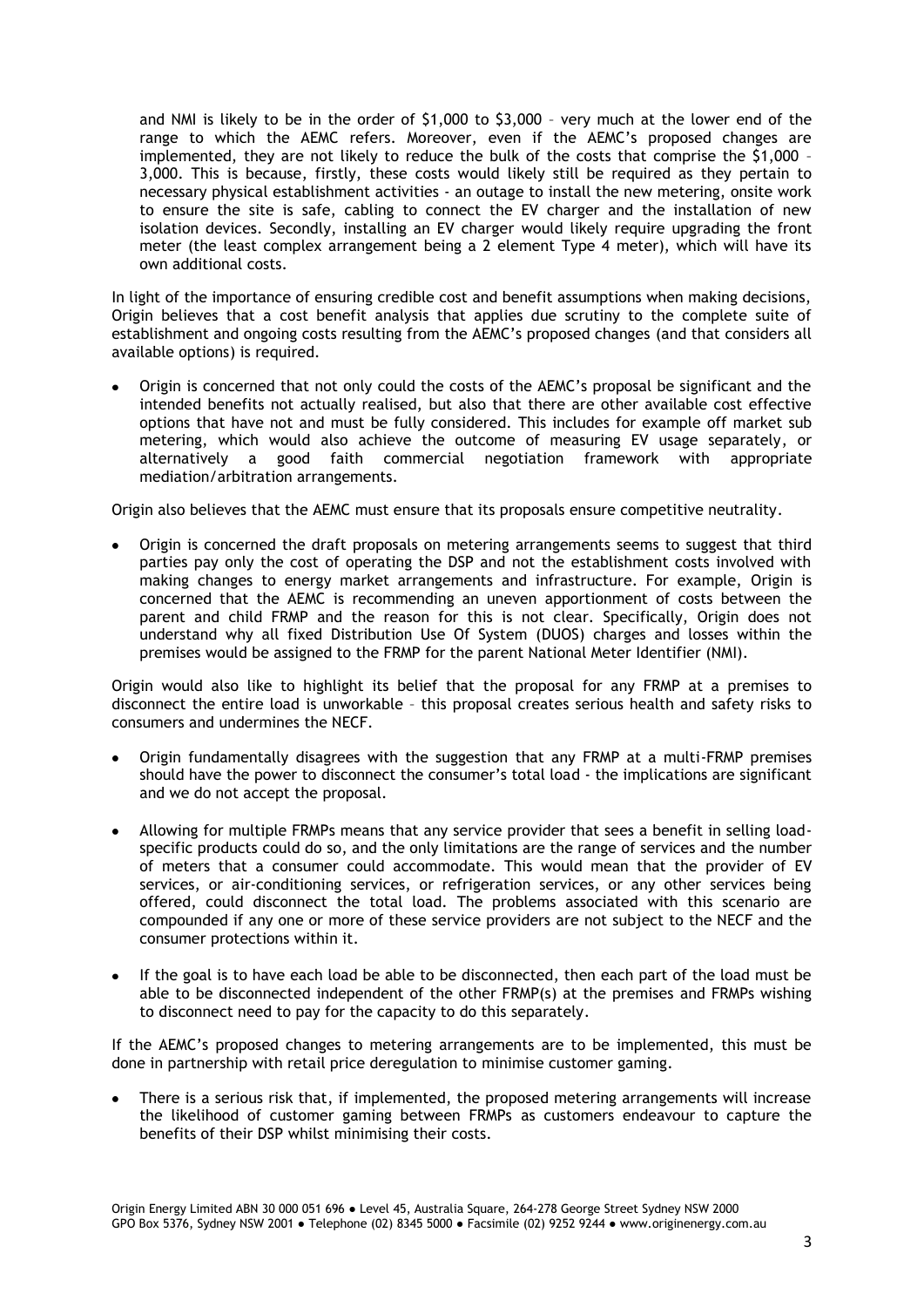and NMI is likely to be in the order of $1,000 to $3,000 – very much at the lower end of the range to which the AEMC refers. Moreover, even if the AEMC's proposed changes are implemented, they are not likely to reduce the bulk of the costs that comprise the $1,000 – 3,000. This is because, firstly, these costs would likely still be required as they pertain to necessary physical establishment activities - an outage to install the new metering, onsite work to ensure the site is safe, cabling to connect the EV charger and the installation of new isolation devices. Secondly, installing an EV charger would likely require upgrading the front meter (the least complex arrangement being a 2 element Type 4 meter), which will have its own additional costs.

In light of the importance of ensuring credible cost and benefit assumptions when making decisions, Origin believes that a cost benefit analysis that applies due scrutiny to the complete suite of establishment and ongoing costs resulting from the AEMC's proposed changes (and that considers all available options) is required.

- Origin is concerned that not only could the costs of the AEMC's proposal be significant and the intended benefits not actually realised, but also that there are other available cost effective options that have not and must be fully considered. This includes for example off market sub metering, which would also achieve the outcome of measuring EV usage separately, or alternatively a good faith commercial negotiation framework with appropriate mediation/arbitration arrangements.

Origin also believes that the AEMC must ensure that its proposals ensure competitive neutrality.

- Origin is concerned the draft proposals on metering arrangements seems to suggest that third parties pay only the cost of operating the DSP and not the establishment costs involved with making changes to energy market arrangements and infrastructure. For example, Origin is concerned that the AEMC is recommending an uneven apportionment of costs between the parent and child FRMP and the reason for this is not clear. Specifically, Origin does not understand why all fixed Distribution Use Of System (DUOS) charges and losses within the premises would be assigned to the FRMP for the parent National Meter Identifier (NMI).

Origin would also like to highlight its belief that the proposal for any FRMP at a premises to disconnect the entire load is unworkable – this proposal creates serious health and safety risks to consumers and undermines the NECF.

- Origin fundamentally disagrees with the suggestion that any FRMP at a multi-FRMP premises should have the power to disconnect the consumer's total load - the implications are significant and we do not accept the proposal.
- Allowing for multiple FRMPs means that any service provider that sees a benefit in selling load-specific products could do so, and the only limitations are the range of services and the number of meters that a consumer could accommodate. This would mean that the provider of EV services, or air-conditioning services, or refrigeration services, or any other services being offered, could disconnect the total load. The problems associated with this scenario are compounded if any one or more of these service providers are not subject to the NECF and the consumer protections within it.
- If the goal is to have each load be able to be disconnected, then each part of the load must be able to be disconnected independent of the other FRMP(s) at the premises and FRMPs wishing to disconnect need to pay for the capacity to do this separately.

If the AEMC's proposed changes to metering arrangements are to be implemented, this must be done in partnership with retail price deregulation to minimise customer gaming.

- There is a serious risk that, if implemented, the proposed metering arrangements will increase the likelihood of customer gaming between FRMPs as customers endeavour to capture the benefits of their DSP whilst minimising their costs.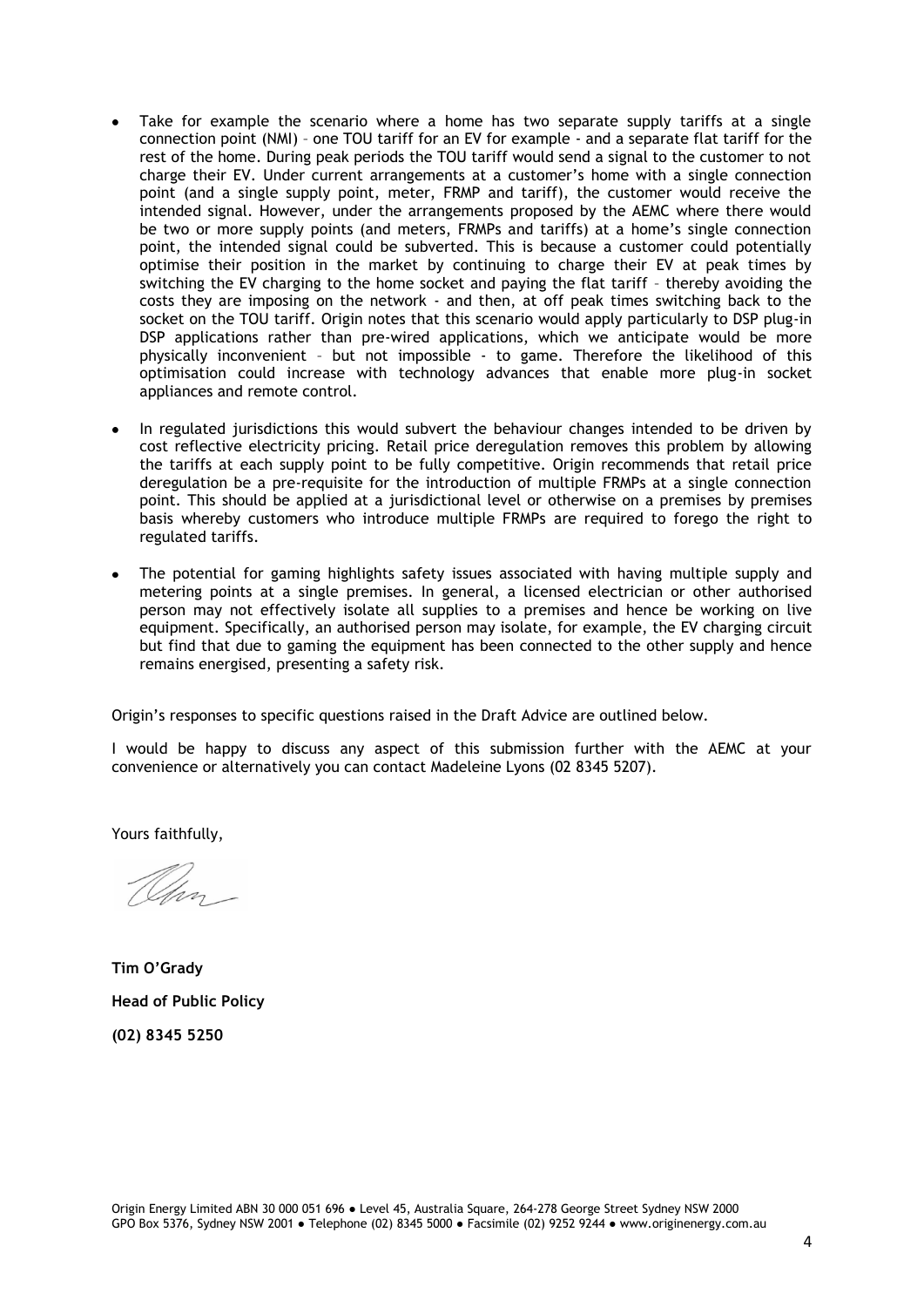- Take for example the scenario where a home has two separate supply tariffs at a single connection point (NMI) – one TOU tariff for an EV for example - and a separate flat tariff for the rest of the home. During peak periods the TOU tariff would send a signal to the customer to not charge their EV. Under current arrangements at a customer's home with a single connection point (and a single supply point, meter, FRMP and tariff), the customer would receive the intended signal. However, under the arrangements proposed by the AEMC where there would be two or more supply points (and meters, FRMPs and tariffs) at a home's single connection point, the intended signal could be subverted. This is because a customer could potentially optimise their position in the market by continuing to charge their EV at peak times by switching the EV charging to the home socket and paying the flat tariff – thereby avoiding the costs they are imposing on the network - and then, at off peak times switching back to the socket on the TOU tariff. Origin notes that this scenario would apply particularly to DSP plug-in DSP applications rather than pre-wired applications, which we anticipate would be more physically inconvenient – but not impossible - to game. Therefore the likelihood of this optimisation could increase with technology advances that enable more plug-in socket appliances and remote control.

- In regulated jurisdictions this would subvert the behaviour changes intended to be driven by cost reflective electricity pricing. Retail price deregulation removes this problem by allowing the tariffs at each supply point to be fully competitive. Origin recommends that retail price deregulation be a pre-requisite for the introduction of multiple FRMPs at a single connection point. This should be applied at a jurisdictional level or otherwise on a premises by premises basis whereby customers who introduce multiple FRMPs are required to forego the right to regulated tariffs.

- The potential for gaming highlights safety issues associated with having multiple supply and metering points at a single premises. In general, a licensed electrician or other authorised person may not effectively isolate all supplies to a premises and hence be working on live equipment. Specifically, an authorised person may isolate, for example, the EV charging circuit but find that due to gaming the equipment has been connected to the other supply and hence remains energised, presenting a safety risk.

Origin's responses to specific questions raised in the Draft Advice are outlined below.

I would be happy to discuss any aspect of this submission further with the AEMC at your convenience or alternatively you can contact Madeleine Lyons (02 8345 5207).

Yours faithfully,

**Tim O'Grady**

**Head of Public Policy**

**(02) 8345 5250**

Origin Energy Limited ABN 30 000 051 696 ● Level 45, Australia Square, 264-278 George Street Sydney NSW 2000
GPO Box 5376, Sydney NSW 2001 ● Telephone (02) 8345 5000 ● Facsimile (02) 9252 9244 ● www.originenergy.com.au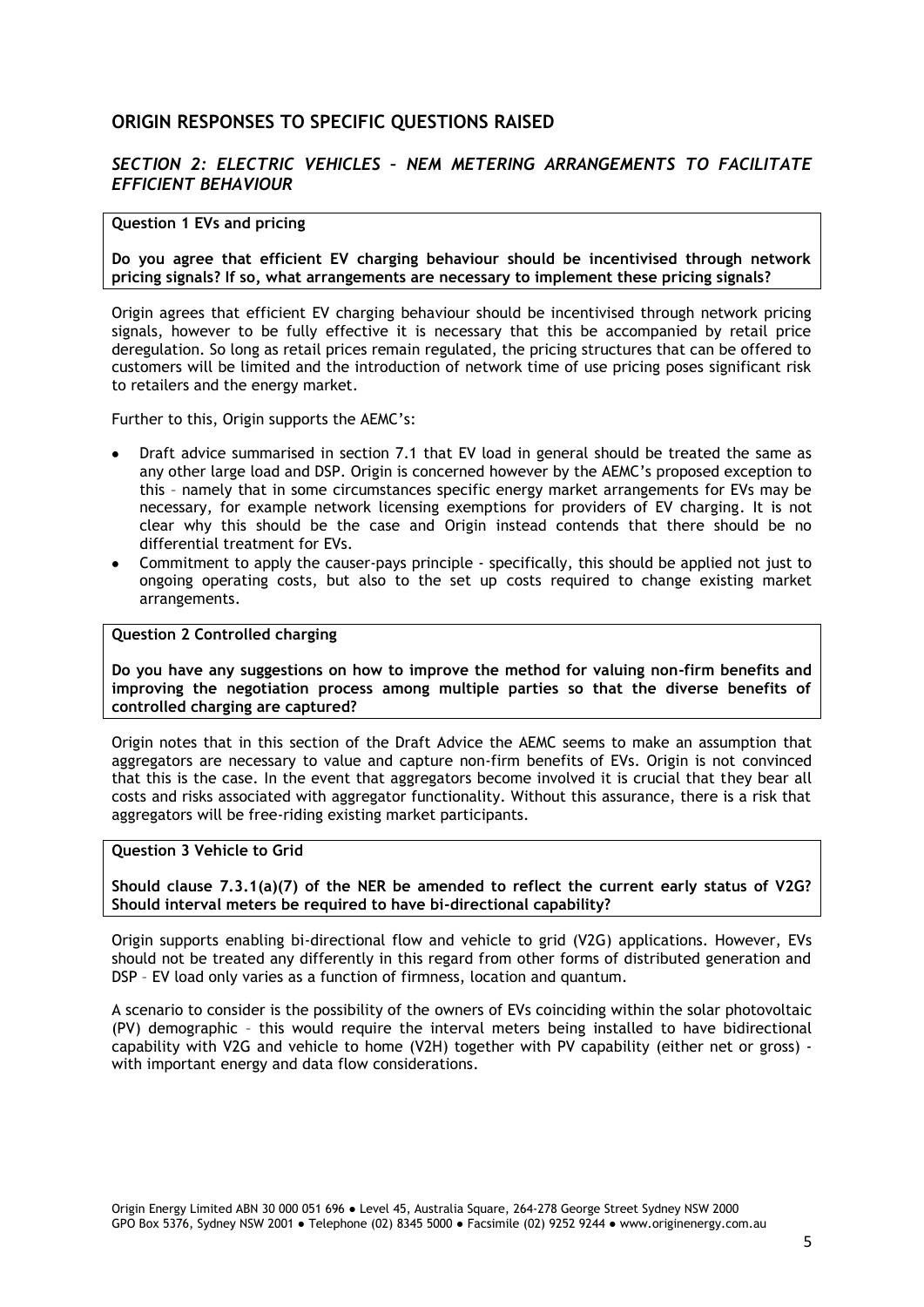## ORIGIN RESPONSES TO SPECIFIC QUESTIONS RAISED

### *SECTION 2: ELECTRIC VEHICLES – NEM METERING ARRANGEMENTS TO FACILITATE EFFICIENT BEHAVIOUR*

**Question 1 EVs and pricing**

**Do you agree that efficient EV charging behaviour should be incentivised through network pricing signals? If so, what arrangements are necessary to implement these pricing signals?**

Origin agrees that efficient EV charging behaviour should be incentivised through network pricing signals, however to be fully effective it is necessary that this be accompanied by retail price deregulation. So long as retail prices remain regulated, the pricing structures that can be offered to customers will be limited and the introduction of network time of use pricing poses significant risk to retailers and the energy market.

Further to this, Origin supports the AEMC's:

- Draft advice summarised in section 7.1 that EV load in general should be treated the same as any other large load and DSP. Origin is concerned however by the AEMC's proposed exception to this – namely that in some circumstances specific energy market arrangements for EVs may be necessary, for example network licensing exemptions for providers of EV charging. It is not clear why this should be the case and Origin instead contends that there should be no differential treatment for EVs.
- Commitment to apply the causer-pays principle - specifically, this should be applied not just to ongoing operating costs, but also to the set up costs required to change existing market arrangements.

**Question 2 Controlled charging**

**Do you have any suggestions on how to improve the method for valuing non-firm benefits and improving the negotiation process among multiple parties so that the diverse benefits of controlled charging are captured?**

Origin notes that in this section of the Draft Advice the AEMC seems to make an assumption that aggregators are necessary to value and capture non-firm benefits of EVs. Origin is not convinced that this is the case. In the event that aggregators become involved it is crucial that they bear all costs and risks associated with aggregator functionality. Without this assurance, there is a risk that aggregators will be free-riding existing market participants.

**Question 3 Vehicle to Grid**

**Should clause 7.3.1(a)(7) of the NER be amended to reflect the current early status of V2G? Should interval meters be required to have bi-directional capability?**

Origin supports enabling bi-directional flow and vehicle to grid (V2G) applications. However, EVs should not be treated any differently in this regard from other forms of distributed generation and DSP – EV load only varies as a function of firmness, location and quantum.

A scenario to consider is the possibility of the owners of EVs coinciding within the solar photovoltaic (PV) demographic – this would require the interval meters being installed to have bidirectional capability with V2G and vehicle to home (V2H) together with PV capability (either net or gross) - with important energy and data flow considerations.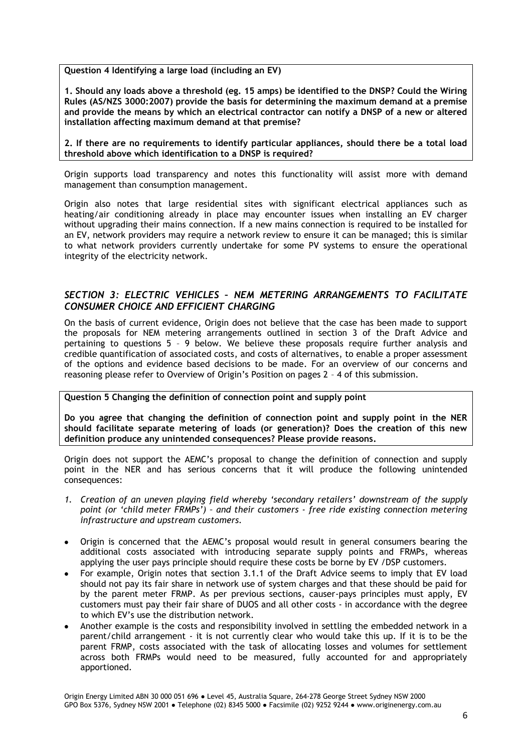**Question 4 Identifying a large load (including an EV)**

**1. Should any loads above a threshold (eg. 15 amps) be identified to the DNSP? Could the Wiring Rules (AS/NZS 3000:2007) provide the basis for determining the maximum demand at a premise and provide the means by which an electrical contractor can notify a DNSP of a new or altered installation affecting maximum demand at that premise?**

**2. If there are no requirements to identify particular appliances, should there be a total load threshold above which identification to a DNSP is required?**

Origin supports load transparency and notes this functionality will assist more with demand management than consumption management.

Origin also notes that large residential sites with significant electrical appliances such as heating/air conditioning already in place may encounter issues when installing an EV charger without upgrading their mains connection. If a new mains connection is required to be installed for an EV, network providers may require a network review to ensure it can be managed; this is similar to what network providers currently undertake for some PV systems to ensure the operational integrity of the electricity network.

## *SECTION 3: ELECTRIC VEHICLES – NEM METERING ARRANGEMENTS TO FACILITATE CONSUMER CHOICE AND EFFICIENT CHARGING*

On the basis of current evidence, Origin does not believe that the case has been made to support the proposals for NEM metering arrangements outlined in section 3 of the Draft Advice and pertaining to questions 5 – 9 below. We believe these proposals require further analysis and credible quantification of associated costs, and costs of alternatives, to enable a proper assessment of the options and evidence based decisions to be made. For an overview of our concerns and reasoning please refer to Overview of Origin's Position on pages 2 – 4 of this submission.

**Question 5 Changing the definition of connection point and supply point**

**Do you agree that changing the definition of connection point and supply point in the NER should facilitate separate metering of loads (or generation)? Does the creation of this new definition produce any unintended consequences? Please provide reasons.**

Origin does not support the AEMC's proposal to change the definition of connection and supply point in the NER and has serious concerns that it will produce the following unintended consequences:

1. *Creation of an uneven playing field whereby 'secondary retailers' downstream of the supply point (or 'child meter FRMPs') – and their customers - free ride existing connection metering infrastructure and upstream customers.*

- Origin is concerned that the AEMC's proposal would result in general consumers bearing the additional costs associated with introducing separate supply points and FRMPs, whereas applying the user pays principle should require these costs be borne by EV /DSP customers.
- For example, Origin notes that section 3.1.1 of the Draft Advice seems to imply that EV load should not pay its fair share in network use of system charges and that these should be paid for by the parent meter FRMP. As per previous sections, causer-pays principles must apply, EV customers must pay their fair share of DUOS and all other costs - in accordance with the degree to which EV's use the distribution network.
- Another example is the costs and responsibility involved in settling the embedded network in a parent/child arrangement - it is not currently clear who would take this up. If it is to be the parent FRMP, costs associated with the task of allocating losses and volumes for settlement across both FRMPs would need to be measured, fully accounted for and appropriately apportioned.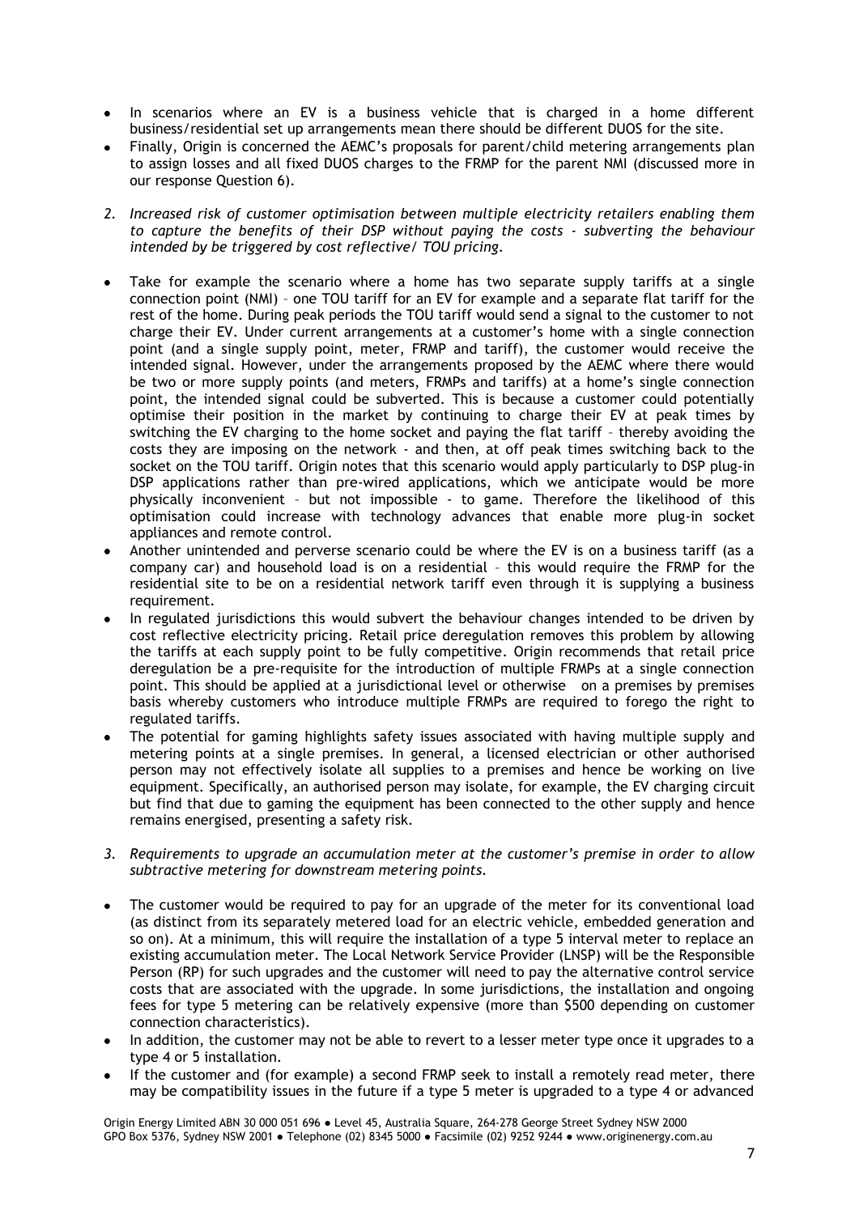- In scenarios where an EV is a business vehicle that is charged in a home different business/residential set up arrangements mean there should be different DUOS for the site.
- Finally, Origin is concerned the AEMC's proposals for parent/child metering arrangements plan to assign losses and all fixed DUOS charges to the FRMP for the parent NMI (discussed more in our response Question 6).

*2. Increased risk of customer optimisation between multiple electricity retailers enabling them to capture the benefits of their DSP without paying the costs - subverting the behaviour intended by be triggered by cost reflective/ TOU pricing.*

- Take for example the scenario where a home has two separate supply tariffs at a single connection point (NMI) – one TOU tariff for an EV for example and a separate flat tariff for the rest of the home. During peak periods the TOU tariff would send a signal to the customer to not charge their EV. Under current arrangements at a customer's home with a single connection point (and a single supply point, meter, FRMP and tariff), the customer would receive the intended signal. However, under the arrangements proposed by the AEMC where there would be two or more supply points (and meters, FRMPs and tariffs) at a home's single connection point, the intended signal could be subverted. This is because a customer could potentially optimise their position in the market by continuing to charge their EV at peak times by switching the EV charging to the home socket and paying the flat tariff – thereby avoiding the costs they are imposing on the network - and then, at off peak times switching back to the socket on the TOU tariff. Origin notes that this scenario would apply particularly to DSP plug-in DSP applications rather than pre-wired applications, which we anticipate would be more physically inconvenient – but not impossible - to game. Therefore the likelihood of this optimisation could increase with technology advances that enable more plug-in socket appliances and remote control.
- Another unintended and perverse scenario could be where the EV is on a business tariff (as a company car) and household load is on a residential – this would require the FRMP for the residential site to be on a residential network tariff even through it is supplying a business requirement.
- In regulated jurisdictions this would subvert the behaviour changes intended to be driven by cost reflective electricity pricing. Retail price deregulation removes this problem by allowing the tariffs at each supply point to be fully competitive. Origin recommends that retail price deregulation be a pre-requisite for the introduction of multiple FRMPs at a single connection point. This should be applied at a jurisdictional level or otherwise on a premises by premises basis whereby customers who introduce multiple FRMPs are required to forego the right to regulated tariffs.
- The potential for gaming highlights safety issues associated with having multiple supply and metering points at a single premises. In general, a licensed electrician or other authorised person may not effectively isolate all supplies to a premises and hence be working on live equipment. Specifically, an authorised person may isolate, for example, the EV charging circuit but find that due to gaming the equipment has been connected to the other supply and hence remains energised, presenting a safety risk.

*3. Requirements to upgrade an accumulation meter at the customer's premise in order to allow subtractive metering for downstream metering points.*

- The customer would be required to pay for an upgrade of the meter for its conventional load (as distinct from its separately metered load for an electric vehicle, embedded generation and so on). At a minimum, this will require the installation of a type 5 interval meter to replace an existing accumulation meter. The Local Network Service Provider (LNSP) will be the Responsible Person (RP) for such upgrades and the customer will need to pay the alternative control service costs that are associated with the upgrade. In some jurisdictions, the installation and ongoing fees for type 5 metering can be relatively expensive (more than $500 depending on customer connection characteristics).
- In addition, the customer may not be able to revert to a lesser meter type once it upgrades to a type 4 or 5 installation.
- If the customer and (for example) a second FRMP seek to install a remotely read meter, there may be compatibility issues in the future if a type 5 meter is upgraded to a type 4 or advanced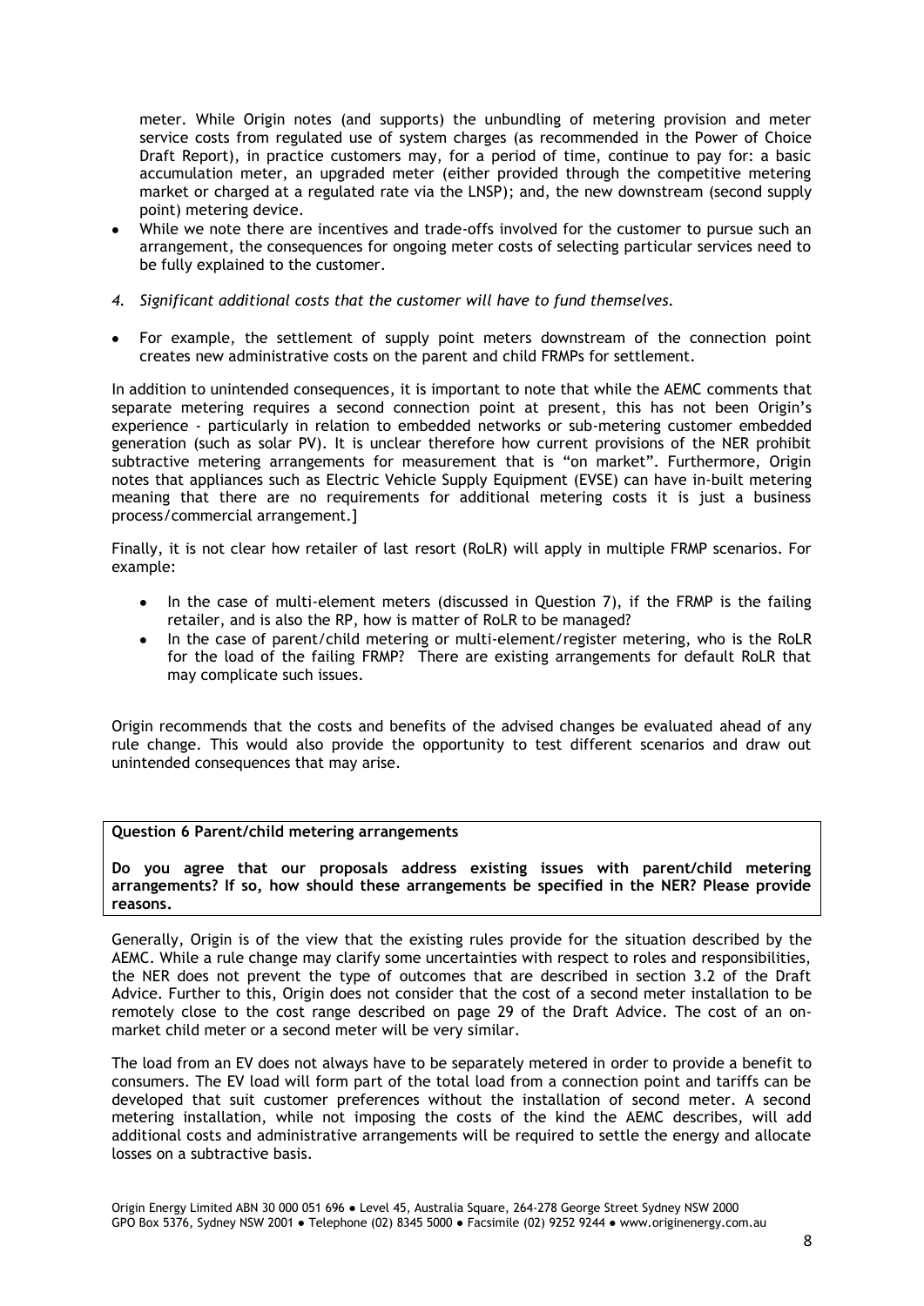meter. While Origin notes (and supports) the unbundling of metering provision and meter service costs from regulated use of system charges (as recommended in the Power of Choice Draft Report), in practice customers may, for a period of time, continue to pay for: a basic accumulation meter, an upgraded meter (either provided through the competitive metering market or charged at a regulated rate via the LNSP); and, the new downstream (second supply point) metering device.

- While we note there are incentives and trade-offs involved for the customer to pursue such an arrangement, the consequences for ongoing meter costs of selecting particular services need to be fully explained to the customer.

*4. Significant additional costs that the customer will have to fund themselves.*

- For example, the settlement of supply point meters downstream of the connection point creates new administrative costs on the parent and child FRMPs for settlement.

In addition to unintended consequences, it is important to note that while the AEMC comments that separate metering requires a second connection point at present, this has not been Origin's experience - particularly in relation to embedded networks or sub-metering customer embedded generation (such as solar PV). It is unclear therefore how current provisions of the NER prohibit subtractive metering arrangements for measurement that is "on market". Furthermore, Origin notes that appliances such as Electric Vehicle Supply Equipment (EVSE) can have in-built metering meaning that there are no requirements for additional metering costs it is just a business process/commercial arrangement.]

Finally, it is not clear how retailer of last resort (RoLR) will apply in multiple FRMP scenarios. For example:

- In the case of multi-element meters (discussed in Question 7), if the FRMP is the failing retailer, and is also the RP, how is matter of RoLR to be managed?
- In the case of parent/child metering or multi-element/register metering, who is the RoLR for the load of the failing FRMP? There are existing arrangements for default RoLR that may complicate such issues.

Origin recommends that the costs and benefits of the advised changes be evaluated ahead of any rule change. This would also provide the opportunity to test different scenarios and draw out unintended consequences that may arise.

**Question 6 Parent/child metering arrangements**

**Do you agree that our proposals address existing issues with parent/child metering arrangements? If so, how should these arrangements be specified in the NER? Please provide reasons.**

Generally, Origin is of the view that the existing rules provide for the situation described by the AEMC. While a rule change may clarify some uncertainties with respect to roles and responsibilities, the NER does not prevent the type of outcomes that are described in section 3.2 of the Draft Advice. Further to this, Origin does not consider that the cost of a second meter installation to be remotely close to the cost range described on page 29 of the Draft Advice. The cost of an on-market child meter or a second meter will be very similar.

The load from an EV does not always have to be separately metered in order to provide a benefit to consumers. The EV load will form part of the total load from a connection point and tariffs can be developed that suit customer preferences without the installation of second meter. A second metering installation, while not imposing the costs of the kind the AEMC describes, will add additional costs and administrative arrangements will be required to settle the energy and allocate losses on a subtractive basis.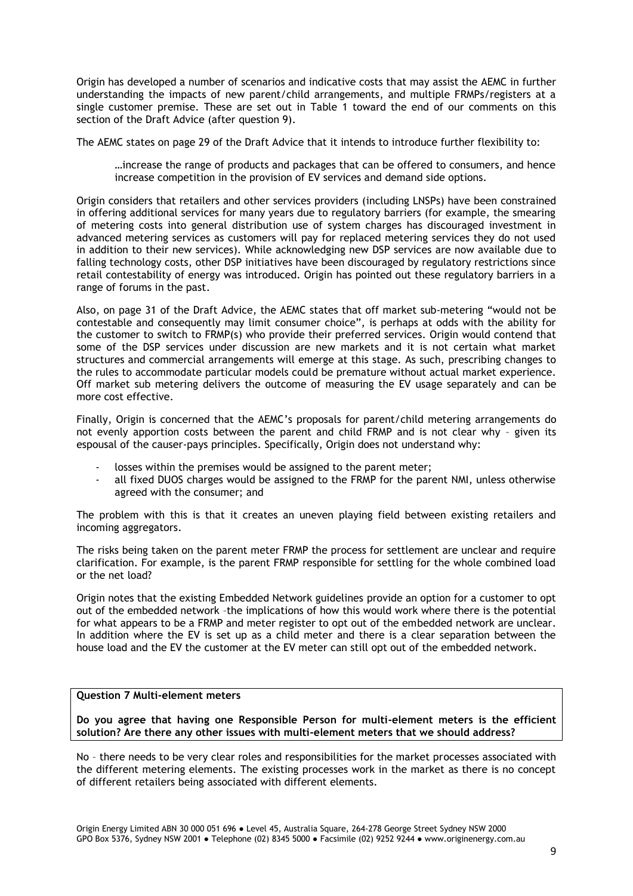Origin has developed a number of scenarios and indicative costs that may assist the AEMC in further understanding the impacts of new parent/child arrangements, and multiple FRMPs/registers at a single customer premise. These are set out in Table 1 toward the end of our comments on this section of the Draft Advice (after question 9).

The AEMC states on page 29 of the Draft Advice that it intends to introduce further flexibility to:

> …increase the range of products and packages that can be offered to consumers, and hence increase competition in the provision of EV services and demand side options.

Origin considers that retailers and other services providers (including LNSPs) have been constrained in offering additional services for many years due to regulatory barriers (for example, the smearing of metering costs into general distribution use of system charges has discouraged investment in advanced metering services as customers will pay for replaced metering services they do not used in addition to their new services). While acknowledging new DSP services are now available due to falling technology costs, other DSP initiatives have been discouraged by regulatory restrictions since retail contestability of energy was introduced. Origin has pointed out these regulatory barriers in a range of forums in the past.

Also, on page 31 of the Draft Advice, the AEMC states that off market sub-metering "would not be contestable and consequently may limit consumer choice", is perhaps at odds with the ability for the customer to switch to FRMP(s) who provide their preferred services. Origin would contend that some of the DSP services under discussion are new markets and it is not certain what market structures and commercial arrangements will emerge at this stage. As such, prescribing changes to the rules to accommodate particular models could be premature without actual market experience. Off market sub metering delivers the outcome of measuring the EV usage separately and can be more cost effective.

Finally, Origin is concerned that the AEMC's proposals for parent/child metering arrangements do not evenly apportion costs between the parent and child FRMP and is not clear why – given its espousal of the causer-pays principles. Specifically, Origin does not understand why:

- losses within the premises would be assigned to the parent meter;
- all fixed DUOS charges would be assigned to the FRMP for the parent NMI, unless otherwise agreed with the consumer; and

The problem with this is that it creates an uneven playing field between existing retailers and incoming aggregators.

The risks being taken on the parent meter FRMP the process for settlement are unclear and require clarification. For example, is the parent FRMP responsible for settling for the whole combined load or the net load?

Origin notes that the existing Embedded Network guidelines provide an option for a customer to opt out of the embedded network –the implications of how this would work where there is the potential for what appears to be a FRMP and meter register to opt out of the embedded network are unclear. In addition where the EV is set up as a child meter and there is a clear separation between the house load and the EV the customer at the EV meter can still opt out of the embedded network.

**Question 7 Multi-element meters**

**Do you agree that having one Responsible Person for multi-element meters is the efficient solution? Are there any other issues with multi-element meters that we should address?**

No – there needs to be very clear roles and responsibilities for the market processes associated with the different metering elements. The existing processes work in the market as there is no concept of different retailers being associated with different elements.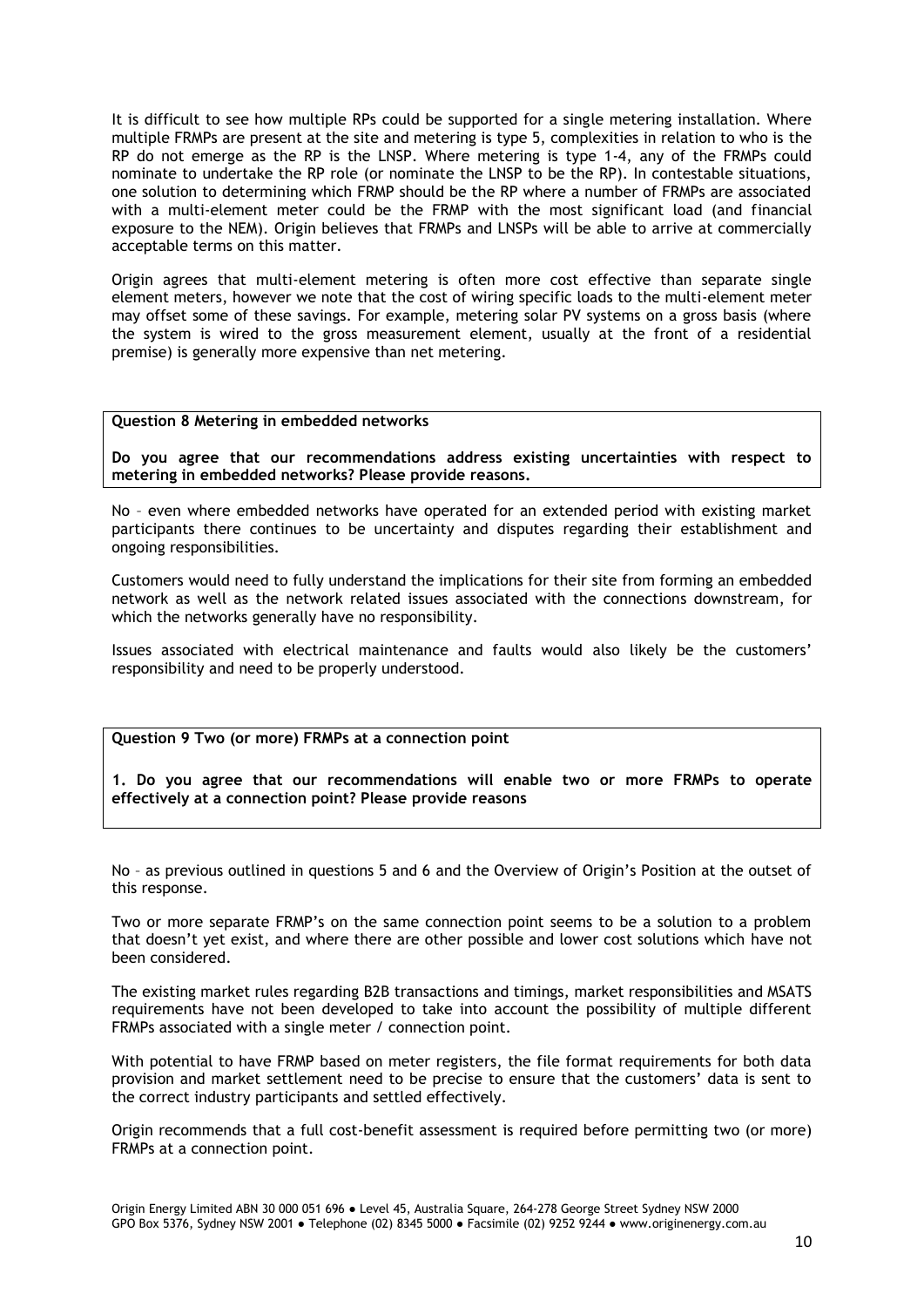It is difficult to see how multiple RPs could be supported for a single metering installation. Where multiple FRMPs are present at the site and metering is type 5, complexities in relation to who is the RP do not emerge as the RP is the LNSP. Where metering is type 1-4, any of the FRMPs could nominate to undertake the RP role (or nominate the LNSP to be the RP). In contestable situations, one solution to determining which FRMP should be the RP where a number of FRMPs are associated with a multi-element meter could be the FRMP with the most significant load (and financial exposure to the NEM). Origin believes that FRMPs and LNSPs will be able to arrive at commercially acceptable terms on this matter.

Origin agrees that multi-element metering is often more cost effective than separate single element meters, however we note that the cost of wiring specific loads to the multi-element meter may offset some of these savings. For example, metering solar PV systems on a gross basis (where the system is wired to the gross measurement element, usually at the front of a residential premise) is generally more expensive than net metering.

**Question 8 Metering in embedded networks**

**Do you agree that our recommendations address existing uncertainties with respect to metering in embedded networks? Please provide reasons.**

No – even where embedded networks have operated for an extended period with existing market participants there continues to be uncertainty and disputes regarding their establishment and ongoing responsibilities.

Customers would need to fully understand the implications for their site from forming an embedded network as well as the network related issues associated with the connections downstream, for which the networks generally have no responsibility.

Issues associated with electrical maintenance and faults would also likely be the customers' responsibility and need to be properly understood.

**Question 9 Two (or more) FRMPs at a connection point**

**1. Do you agree that our recommendations will enable two or more FRMPs to operate effectively at a connection point? Please provide reasons**

No – as previous outlined in questions 5 and 6 and the Overview of Origin's Position at the outset of this response.

Two or more separate FRMP's on the same connection point seems to be a solution to a problem that doesn't yet exist, and where there are other possible and lower cost solutions which have not been considered.

The existing market rules regarding B2B transactions and timings, market responsibilities and MSATS requirements have not been developed to take into account the possibility of multiple different FRMPs associated with a single meter / connection point.

With potential to have FRMP based on meter registers, the file format requirements for both data provision and market settlement need to be precise to ensure that the customers' data is sent to the correct industry participants and settled effectively.

Origin recommends that a full cost-benefit assessment is required before permitting two (or more) FRMPs at a connection point.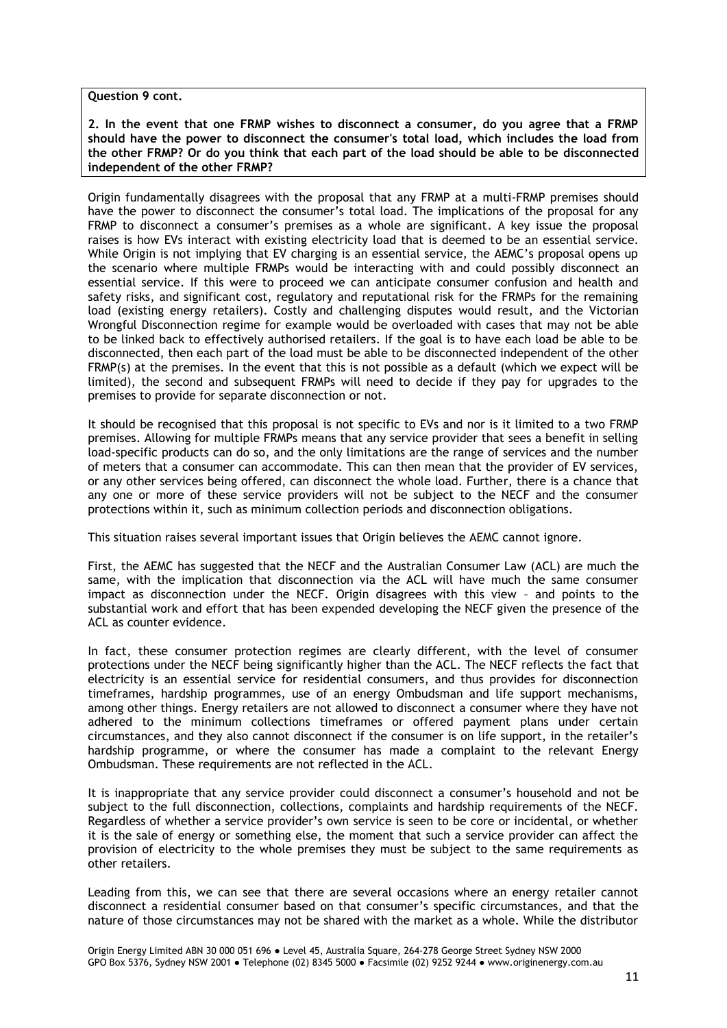**Question 9 cont.**

**2. In the event that one FRMP wishes to disconnect a consumer, do you agree that a FRMP should have the power to disconnect the consumer's total load, which includes the load from the other FRMP? Or do you think that each part of the load should be able to be disconnected independent of the other FRMP?**

Origin fundamentally disagrees with the proposal that any FRMP at a multi-FRMP premises should have the power to disconnect the consumer's total load. The implications of the proposal for any FRMP to disconnect a consumer's premises as a whole are significant. A key issue the proposal raises is how EVs interact with existing electricity load that is deemed to be an essential service. While Origin is not implying that EV charging is an essential service, the AEMC's proposal opens up the scenario where multiple FRMPs would be interacting with and could possibly disconnect an essential service. If this were to proceed we can anticipate consumer confusion and health and safety risks, and significant cost, regulatory and reputational risk for the FRMPs for the remaining load (existing energy retailers). Costly and challenging disputes would result, and the Victorian Wrongful Disconnection regime for example would be overloaded with cases that may not be able to be linked back to effectively authorised retailers. If the goal is to have each load be able to be disconnected, then each part of the load must be able to be disconnected independent of the other FRMP(s) at the premises. In the event that this is not possible as a default (which we expect will be limited), the second and subsequent FRMPs will need to decide if they pay for upgrades to the premises to provide for separate disconnection or not.

It should be recognised that this proposal is not specific to EVs and nor is it limited to a two FRMP premises. Allowing for multiple FRMPs means that any service provider that sees a benefit in selling load-specific products can do so, and the only limitations are the range of services and the number of meters that a consumer can accommodate. This can then mean that the provider of EV services, or any other services being offered, can disconnect the whole load. Further, there is a chance that any one or more of these service providers will not be subject to the NECF and the consumer protections within it, such as minimum collection periods and disconnection obligations.

This situation raises several important issues that Origin believes the AEMC cannot ignore.

First, the AEMC has suggested that the NECF and the Australian Consumer Law (ACL) are much the same, with the implication that disconnection via the ACL will have much the same consumer impact as disconnection under the NECF. Origin disagrees with this view – and points to the substantial work and effort that has been expended developing the NECF given the presence of the ACL as counter evidence.

In fact, these consumer protection regimes are clearly different, with the level of consumer protections under the NECF being significantly higher than the ACL. The NECF reflects the fact that electricity is an essential service for residential consumers, and thus provides for disconnection timeframes, hardship programmes, use of an energy Ombudsman and life support mechanisms, among other things. Energy retailers are not allowed to disconnect a consumer where they have not adhered to the minimum collections timeframes or offered payment plans under certain circumstances, and they also cannot disconnect if the consumer is on life support, in the retailer's hardship programme, or where the consumer has made a complaint to the relevant Energy Ombudsman. These requirements are not reflected in the ACL.

It is inappropriate that any service provider could disconnect a consumer's household and not be subject to the full disconnection, collections, complaints and hardship requirements of the NECF. Regardless of whether a service provider's own service is seen to be core or incidental, or whether it is the sale of energy or something else, the moment that such a service provider can affect the provision of electricity to the whole premises they must be subject to the same requirements as other retailers.

Leading from this, we can see that there are several occasions where an energy retailer cannot disconnect a residential consumer based on that consumer's specific circumstances, and that the nature of those circumstances may not be shared with the market as a whole. While the distributor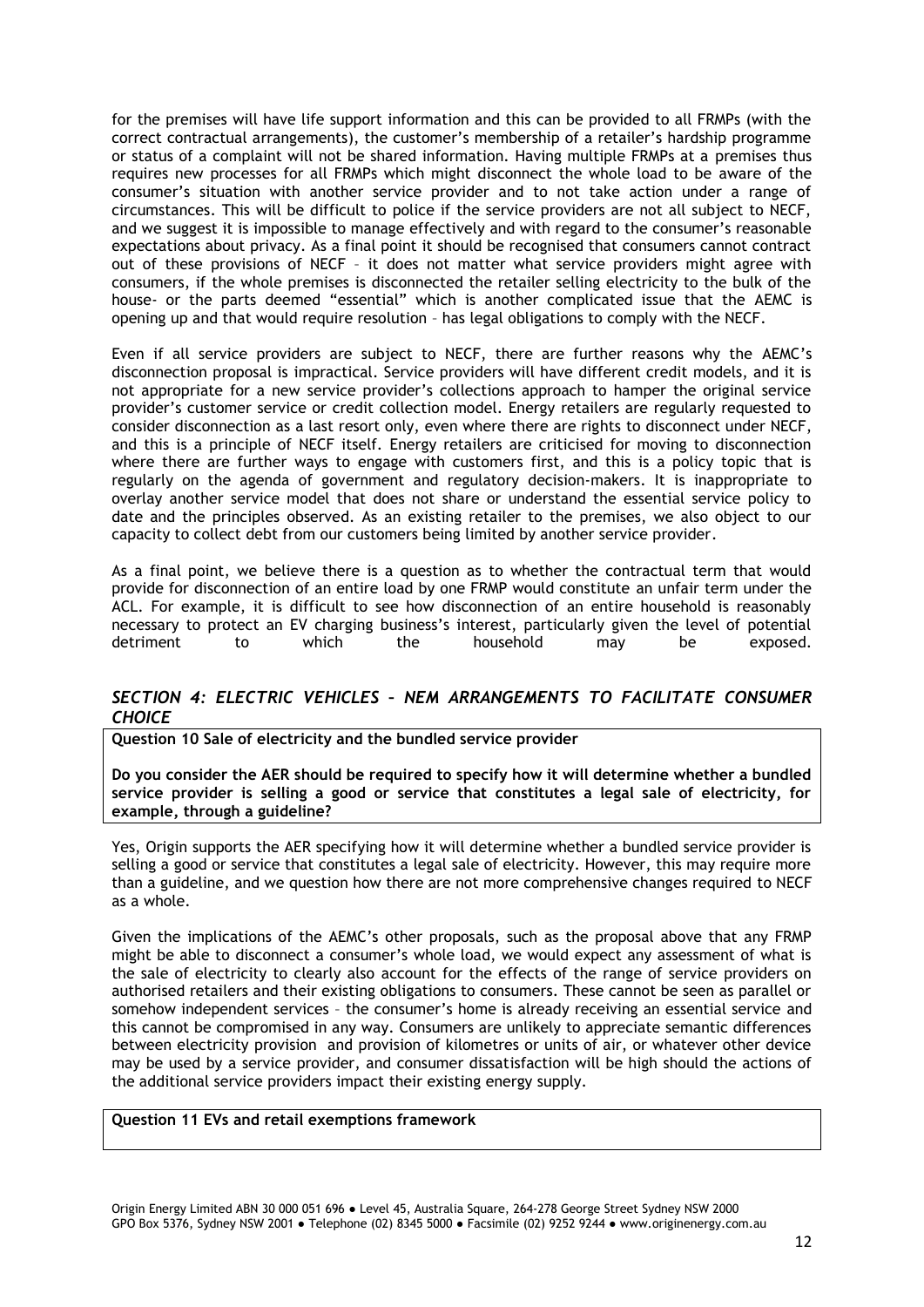for the premises will have life support information and this can be provided to all FRMPs (with the correct contractual arrangements), the customer's membership of a retailer's hardship programme or status of a complaint will not be shared information. Having multiple FRMPs at a premises thus requires new processes for all FRMPs which might disconnect the whole load to be aware of the consumer's situation with another service provider and to not take action under a range of circumstances. This will be difficult to police if the service providers are not all subject to NECF, and we suggest it is impossible to manage effectively and with regard to the consumer's reasonable expectations about privacy. As a final point it should be recognised that consumers cannot contract out of these provisions of NECF – it does not matter what service providers might agree with consumers, if the whole premises is disconnected the retailer selling electricity to the bulk of the house- or the parts deemed "essential" which is another complicated issue that the AEMC is opening up and that would require resolution – has legal obligations to comply with the NECF.

Even if all service providers are subject to NECF, there are further reasons why the AEMC's disconnection proposal is impractical. Service providers will have different credit models, and it is not appropriate for a new service provider's collections approach to hamper the original service provider's customer service or credit collection model. Energy retailers are regularly requested to consider disconnection as a last resort only, even where there are rights to disconnect under NECF, and this is a principle of NECF itself. Energy retailers are criticised for moving to disconnection where there are further ways to engage with customers first, and this is a policy topic that is regularly on the agenda of government and regulatory decision-makers. It is inappropriate to overlay another service model that does not share or understand the essential service policy to date and the principles observed. As an existing retailer to the premises, we also object to our capacity to collect debt from our customers being limited by another service provider.

As a final point, we believe there is a question as to whether the contractual term that would provide for disconnection of an entire load by one FRMP would constitute an unfair term under the ACL. For example, it is difficult to see how disconnection of an entire household is reasonably necessary to protect an EV charging business's interest, particularly given the level of potential detriment to which the household may be exposed.

## *SECTION 4: ELECTRIC VEHICLES – NEM ARRANGEMENTS TO FACILITATE CONSUMER CHOICE*

**Question 10 Sale of electricity and the bundled service provider**

**Do you consider the AER should be required to specify how it will determine whether a bundled service provider is selling a good or service that constitutes a legal sale of electricity, for example, through a guideline?**

Yes, Origin supports the AER specifying how it will determine whether a bundled service provider is selling a good or service that constitutes a legal sale of electricity. However, this may require more than a guideline, and we question how there are not more comprehensive changes required to NECF as a whole.

Given the implications of the AEMC's other proposals, such as the proposal above that any FRMP might be able to disconnect a consumer's whole load, we would expect any assessment of what is the sale of electricity to clearly also account for the effects of the range of service providers on authorised retailers and their existing obligations to consumers. These cannot be seen as parallel or somehow independent services – the consumer's home is already receiving an essential service and this cannot be compromised in any way. Consumers are unlikely to appreciate semantic differences between electricity provision and provision of kilometres or units of air, or whatever other device may be used by a service provider, and consumer dissatisfaction will be high should the actions of the additional service providers impact their existing energy supply.

**Question 11 EVs and retail exemptions framework**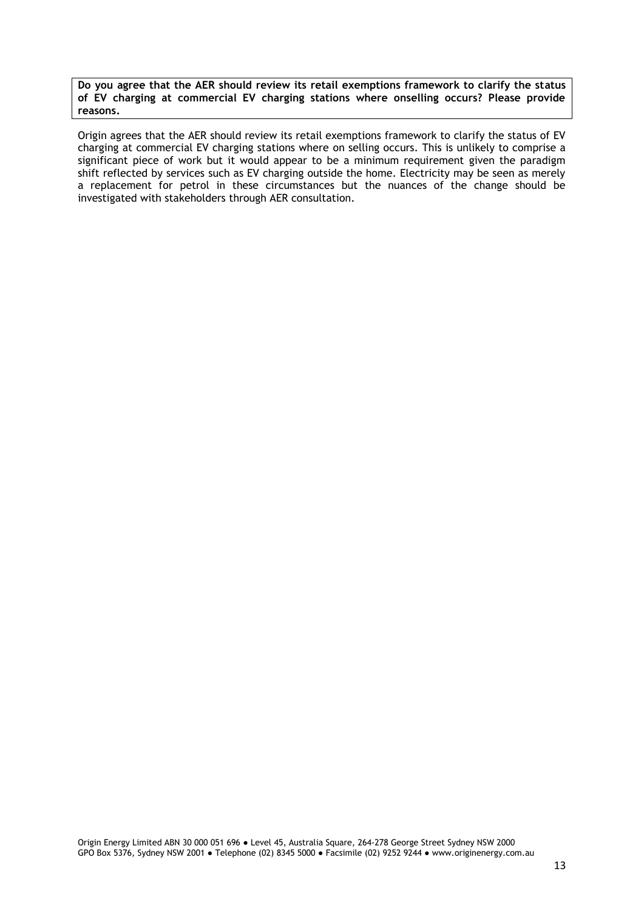**Do you agree that the AER should review its retail exemptions framework to clarify the status of EV charging at commercial EV charging stations where onselling occurs? Please provide reasons.**

Origin agrees that the AER should review its retail exemptions framework to clarify the status of EV charging at commercial EV charging stations where on selling occurs. This is unlikely to comprise a significant piece of work but it would appear to be a minimum requirement given the paradigm shift reflected by services such as EV charging outside the home. Electricity may be seen as merely a replacement for petrol in these circumstances but the nuances of the change should be investigated with stakeholders through AER consultation.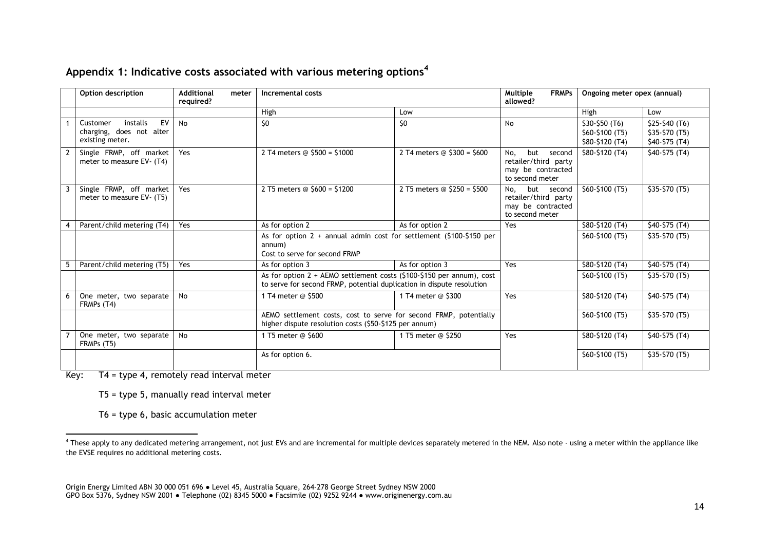## Appendix 1: Indicative costs associated with various metering options[4]

| | Option description | Additional meter required? | Incremental costs | | Multiple FRMPs allowed? | Ongoing meter opex (annual) | |
|---|---|---|---|---|---|---|---|
| | | | High | Low | | High | Low |
| 1 | Customer installs EV charging, does not alter existing meter. | No | $0 | $0 | No | $30-$50 (T6) $60-$100 (T5) $80-$120 (T4) | $25-$40 (T6) $35-$70 (T5) $40-$75 (T4) |
| 2 | Single FRMP, off market meter to measure EV- (T4) | Yes | 2 T4 meters @ $500 = $1000 | 2 T4 meters @ $300 = $600 | No, but second retailer/third party may be contracted to second meter | $80-$120 (T4) | $40-$75 (T4) |
| 3 | Single FRMP, off market meter to measure EV- (T5) | Yes | 2 T5 meters @ $600 = $1200 | 2 T5 meters @ $250 = $500 | No, but second retailer/third party may be contracted to second meter | $60-$100 (T5) | $35-$70 (T5) |
| 4 | Parent/child metering (T4) | Yes | As for option 2 | As for option 2 | Yes | $80-$120 (T4) | $40-$75 (T4) |
| | | | As for option 2 + annual admin cost for settlement ($100-$150 per annum) Cost to serve for second FRMP | | | $60-$100 (T5) | $35-$70 (T5) |
| 5 | Parent/child metering (T5) | Yes | As for option 3 | As for option 3 | Yes | $80-$120 (T4) | $40-$75 (T4) |
| | | | As for option 2 + AEMO settlement costs ($100-$150 per annum), cost to serve for second FRMP, potential duplication in dispute resolution | | | $60-$100 (T5) | $35-$70 (T5) |
| 6 | One meter, two separate FRMPs (T4) | No | 1 T4 meter @ $500 | 1 T4 meter @ $300 | Yes | $80-$120 (T4) | $40-$75 (T4) |
| | | | AEMO settlement costs, cost to serve for second FRMP, potentially higher dispute resolution costs ($50-$125 per annum) | | | $60-$100 (T5) | $35-$70 (T5) |
| 7 | One meter, two separate FRMPs (T5) | No | 1 T5 meter @ $600 | 1 T5 meter @ $250 | Yes | $80-$120 (T4) | $40-$75 (T4) |
| | | | As for option 6. | | | $60-$100 (T5) | $35-$70 (T5) |

Key: T4 = type 4, remotely read interval meter

T5 = type 5, manually read interval meter

T6 = type 6, basic accumulation meter

[4] These apply to any dedicated metering arrangement, not just EVs and are incremental for multiple devices separately metered in the NEM. Also note - using a meter within the appliance like the EVSE requires no additional metering costs.

Origin Energy Limited ABN 30 000 051 696 ● Level 45, Australia Square, 264-278 George Street Sydney NSW 2000
GPO Box 5376, Sydney NSW 2001 ● Telephone (02) 8345 5000 ● Facsimile (02) 9252 9244 ● www.originenergy.com.au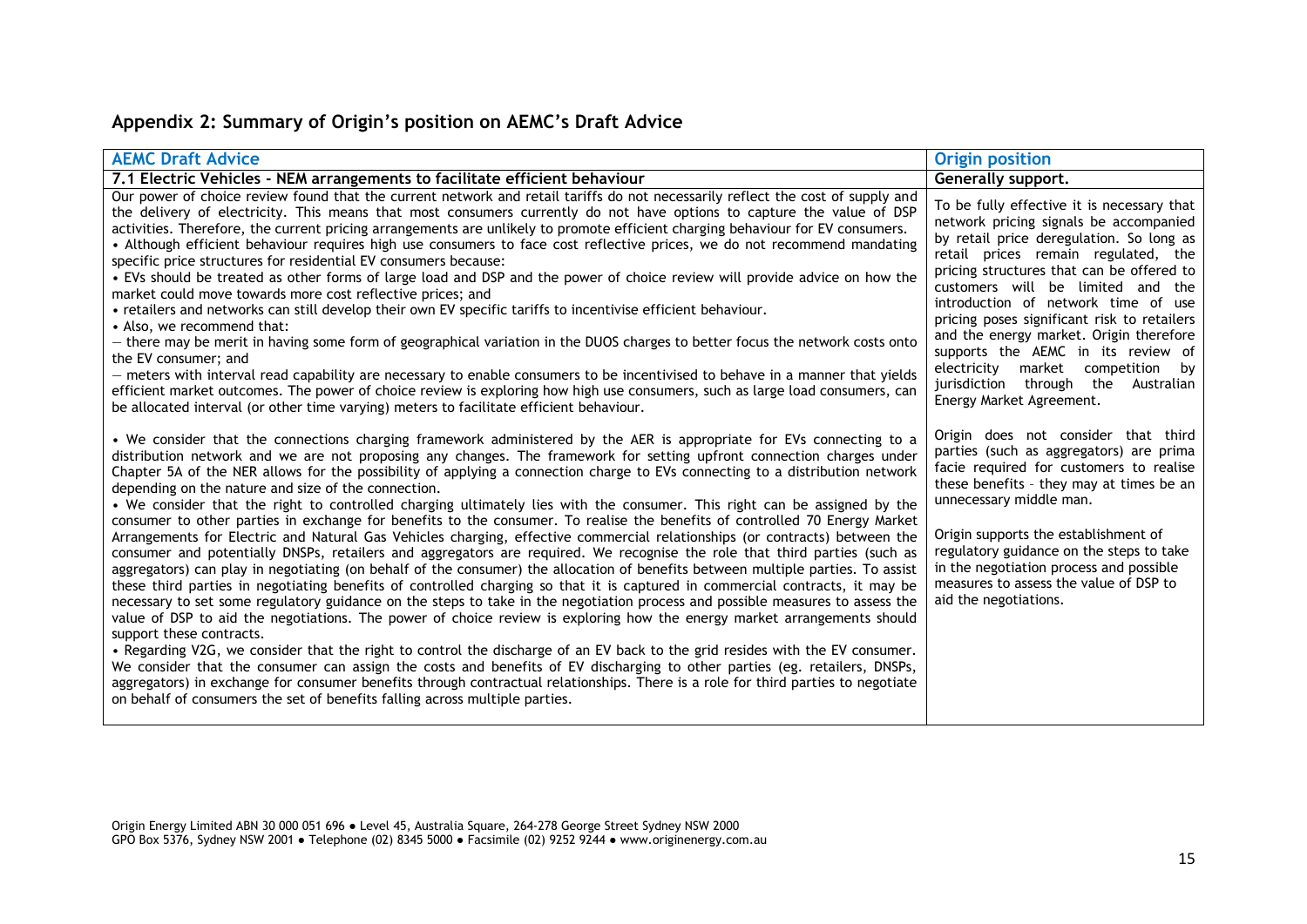## Appendix 2: Summary of Origin's position on AEMC's Draft Advice

| AEMC Draft Advice | Origin position |
|---|---|
| **7.1 Electric Vehicles - NEM arrangements to facilitate efficient behaviour** | **Generally support.** |
| Our power of choice review found that the current network and retail tariffs do not necessarily reflect the cost of supply and the delivery of electricity. This means that most consumers currently do not have options to capture the value of DSP activities. Therefore, the current pricing arrangements are unlikely to promote efficient charging behaviour for EV consumers.<br>• Although efficient behaviour requires high use consumers to face cost reflective prices, we do not recommend mandating specific price structures for residential EV consumers because:<br>• EVs should be treated as other forms of large load and DSP and the power of choice review will provide advice on how the market could move towards more cost reflective prices; and<br>• retailers and networks can still develop their own EV specific tariffs to incentivise efficient behaviour.<br>• Also, we recommend that:<br>— there may be merit in having some form of geographical variation in the DUOS charges to better focus the network costs onto the EV consumer; and<br>— meters with interval read capability are necessary to enable consumers to be incentivised to behave in a manner that yields efficient market outcomes. The power of choice review is exploring how high use consumers, such as large load consumers, can be allocated interval (or other time varying) meters to facilitate efficient behaviour.<br><br>• We consider that the connections charging framework administered by the AER is appropriate for EVs connecting to a distribution network and we are not proposing any changes. The framework for setting upfront connection charges under Chapter 5A of the NER allows for the possibility of applying a connection charge to EVs connecting to a distribution network depending on the nature and size of the connection.<br>• We consider that the right to controlled charging ultimately lies with the consumer. This right can be assigned by the consumer to other parties in exchange for benefits to the consumer. To realise the benefits of controlled 70 Energy Market Arrangements for Electric and Natural Gas Vehicles charging, effective commercial relationships (or contracts) between the consumer and potentially DNSPs, retailers and aggregators are required. We recognise the role that third parties (such as aggregators) can play in negotiating (on behalf of the consumer) the allocation of benefits between multiple parties. To assist these third parties in negotiating benefits of controlled charging so that it is captured in commercial contracts, it may be necessary to set some regulatory guidance on the steps to take in the negotiation process and possible measures to assess the value of DSP to aid the negotiations. The power of choice review is exploring how the energy market arrangements should support these contracts.<br>• Regarding V2G, we consider that the right to control the discharge of an EV back to the grid resides with the EV consumer. We consider that the consumer can assign the costs and benefits of EV discharging to other parties (eg. retailers, DNSPs, aggregators) in exchange for consumer benefits through contractual relationships. There is a role for third parties to negotiate on behalf of consumers the set of benefits falling across multiple parties. | To be fully effective it is necessary that network pricing signals be accompanied by retail price deregulation. So long as retail prices remain regulated, the pricing structures that can be offered to customers will be limited and the introduction of network time of use pricing poses significant risk to retailers and the energy market. Origin therefore supports the AEMC in its review of electricity market competition by jurisdiction through the Australian Energy Market Agreement.<br><br>Origin does not consider that third parties (such as aggregators) are prima facie required for customers to realise these benefits - they may at times be an unnecessary middle man.<br><br>Origin supports the establishment of regulatory guidance on the steps to take in the negotiation process and possible measures to assess the value of DSP to aid the negotiations. |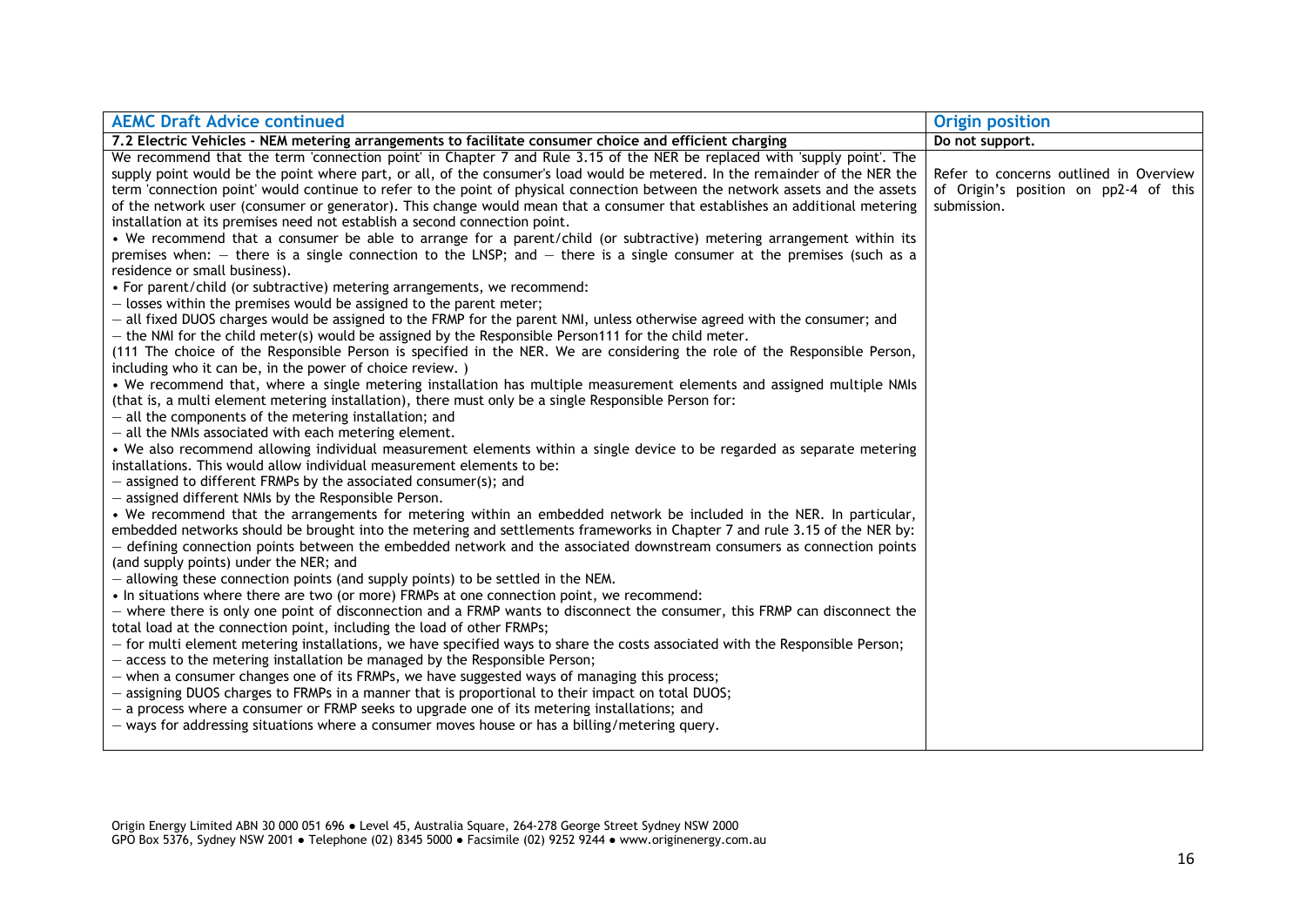| AEMC Draft Advice continued | Origin position |
| --- | --- |
| **7.2 Electric Vehicles - NEM metering arrangements to facilitate consumer choice and efficient charging** | **Do not support.** |
| We recommend that the term 'connection point' in Chapter 7 and Rule 3.15 of the NER be replaced with 'supply point'. The supply point would be the point where part, or all, of the consumer's load would be metered. In the remainder of the NER the term 'connection point' would continue to refer to the point of physical connection between the network assets and the assets of the network user (consumer or generator). This change would mean that a consumer that establishes an additional metering installation at its premises need not establish a second connection point.<br>• We recommend that a consumer be able to arrange for a parent/child (or subtractive) metering arrangement within its premises when: – there is a single connection to the LNSP; and – there is a single consumer at the premises (such as a residence or small business).<br>• For parent/child (or subtractive) metering arrangements, we recommend:<br>– losses within the premises would be assigned to the parent meter;<br>– all fixed DUOS charges would be assigned to the FRMP for the parent NMI, unless otherwise agreed with the consumer; and<br>– the NMI for the child meter(s) would be assigned by the Responsible Person111 for the child meter.<br>(111 The choice of the Responsible Person is specified in the NER. We are considering the role of the Responsible Person, including who it can be, in the power of choice review. )<br>• We recommend that, where a single metering installation has multiple measurement elements and assigned multiple NMIs (that is, a multi element metering installation), there must only be a single Responsible Person for:<br>– all the components of the metering installation; and<br>– all the NMIs associated with each metering element.<br>• We also recommend allowing individual measurement elements within a single device to be regarded as separate metering installations. This would allow individual measurement elements to be:<br>– assigned to different FRMPs by the associated consumer(s); and<br>– assigned different NMIs by the Responsible Person.<br>• We recommend that the arrangements for metering within an embedded network be included in the NER. In particular, embedded networks should be brought into the metering and settlements frameworks in Chapter 7 and rule 3.15 of the NER by:<br>– defining connection points between the embedded network and the associated downstream consumers as connection points (and supply points) under the NER; and<br>– allowing these connection points (and supply points) to be settled in the NEM.<br>• In situations where there are two (or more) FRMPs at one connection point, we recommend:<br>– where there is only one point of disconnection and a FRMP wants to disconnect the consumer, this FRMP can disconnect the total load at the connection point, including the load of other FRMPs;<br>– for multi element metering installations, we have specified ways to share the costs associated with the Responsible Person;<br>– access to the metering installation be managed by the Responsible Person;<br>– when a consumer changes one of its FRMPs, we have suggested ways of managing this process;<br>– assigning DUOS charges to FRMPs in a manner that is proportional to their impact on total DUOS;<br>– a process where a consumer or FRMP seeks to upgrade one of its metering installations; and<br>– ways for addressing situations where a consumer moves house or has a billing/metering query. | Refer to concerns outlined in Overview of Origin's position on pp2-4 of this submission. |

Origin Energy Limited ABN 30 000 051 696 ● Level 45, Australia Square, 264-278 George Street Sydney NSW 2000
GPO Box 5376, Sydney NSW 2001 ● Telephone (02) 8345 5000 ● Facsimile (02) 9252 9244 ● www.originenergy.com.au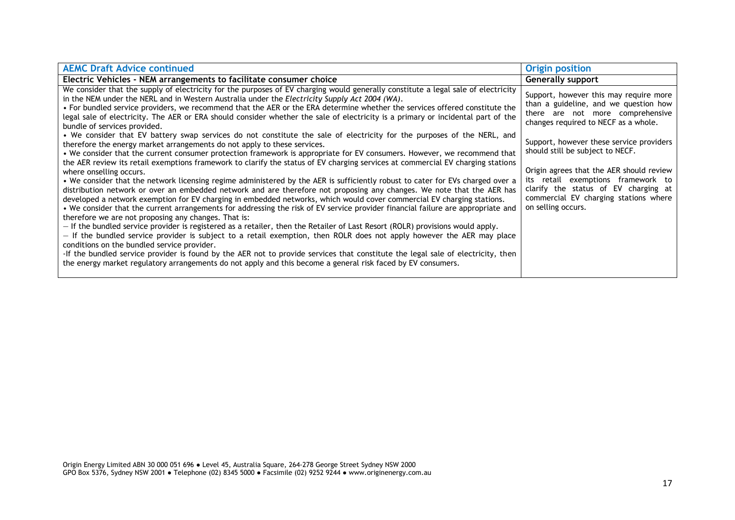| AEMC Draft Advice continued | Origin position |
| --- | --- |
| **Electric Vehicles - NEM arrangements to facilitate consumer choice** | **Generally support** |
| We consider that the supply of electricity for the purposes of EV charging would generally constitute a legal sale of electricity in the NEM under the NERL and in Western Australia under the *Electricity Supply Act 2004 (WA)*.<br>• For bundled service providers, we recommend that the AER or the ERA determine whether the services offered constitute the legal sale of electricity. The AER or ERA should consider whether the sale of electricity is a primary or incidental part of the bundle of services provided.<br>• We consider that EV battery swap services do not constitute the sale of electricity for the purposes of the NERL, and therefore the energy market arrangements do not apply to these services.<br>• We consider that the current consumer protection framework is appropriate for EV consumers. However, we recommend that the AER review its retail exemptions framework to clarify the status of EV charging services at commercial EV charging stations where onselling occurs.<br>• We consider that the network licensing regime administered by the AER is sufficiently robust to cater for EVs charged over a distribution network or over an embedded network and are therefore not proposing any changes. We note that the AER has developed a network exemption for EV charging in embedded networks, which would cover commercial EV charging stations.<br>• We consider that the current arrangements for addressing the risk of EV service provider financial failure are appropriate and therefore we are not proposing any changes. That is:<br>— If the bundled service provider is registered as a retailer, then the Retailer of Last Resort (ROLR) provisions would apply.<br>— If the bundled service provider is subject to a retail exemption, then ROLR does not apply however the AER may place conditions on the bundled service provider.<br>-If the bundled service provider is found by the AER not to provide services that constitute the legal sale of electricity, then the energy market regulatory arrangements do not apply and this become a general risk faced by EV consumers. | Support, however this may require more than a guideline, and we question how there are not more comprehensive changes required to NECF as a whole.<br><br>Support, however these service providers should still be subject to NECF.<br><br>Origin agrees that the AER should review its retail exemptions framework to clarify the status of EV charging at commercial EV charging stations where on selling occurs. |

Origin Energy Limited ABN 30 000 051 696 ● Level 45, Australia Square, 264-278 George Street Sydney NSW 2000
GPO Box 5376, Sydney NSW 2001 ● Telephone (02) 8345 5000 ● Facsimile (02) 9252 9244 ● www.originenergy.com.au